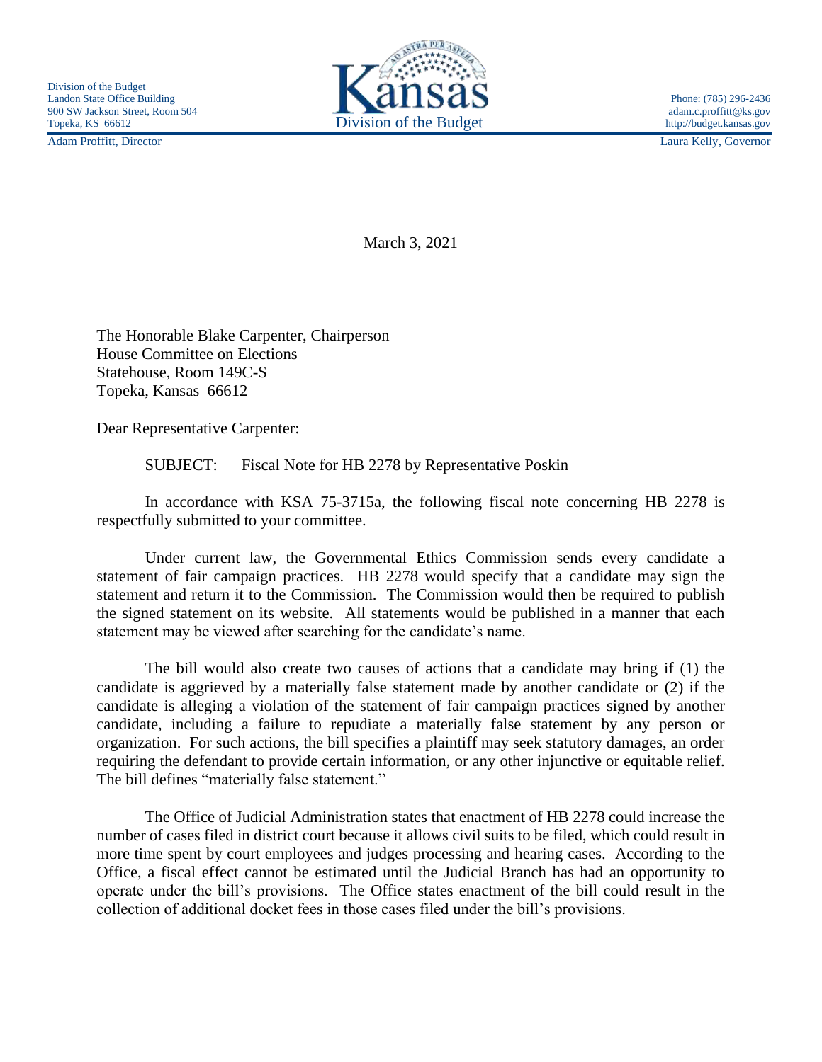Division of the Budget
Landon State Office Building
900 SW Jackson Street, Room 504
Topeka, KS 66612

Kansas
Division of the Budget

Phone: (785) 296-2436
adam.c.proffitt@ks.gov
http://budget.kansas.gov

Adam Proffitt, Director

Laura Kelly, Governor

March 3, 2021

The Honorable Blake Carpenter, Chairperson
House Committee on Elections
Statehouse, Room 149C-S
Topeka, Kansas 66612

Dear Representative Carpenter:

SUBJECT: Fiscal Note for HB 2278 by Representative Poskin

In accordance with KSA 75-3715a, the following fiscal note concerning HB 2278 is respectfully submitted to your committee.

Under current law, the Governmental Ethics Commission sends every candidate a statement of fair campaign practices. HB 2278 would specify that a candidate may sign the statement and return it to the Commission. The Commission would then be required to publish the signed statement on its website. All statements would be published in a manner that each statement may be viewed after searching for the candidate's name.

The bill would also create two causes of actions that a candidate may bring if (1) the candidate is aggrieved by a materially false statement made by another candidate or (2) if the candidate is alleging a violation of the statement of fair campaign practices signed by another candidate, including a failure to repudiate a materially false statement by any person or organization. For such actions, the bill specifies a plaintiff may seek statutory damages, an order requiring the defendant to provide certain information, or any other injunctive or equitable relief. The bill defines "materially false statement."

The Office of Judicial Administration states that enactment of HB 2278 could increase the number of cases filed in district court because it allows civil suits to be filed, which could result in more time spent by court employees and judges processing and hearing cases. According to the Office, a fiscal effect cannot be estimated until the Judicial Branch has had an opportunity to operate under the bill's provisions. The Office states enactment of the bill could result in the collection of additional docket fees in those cases filed under the bill's provisions.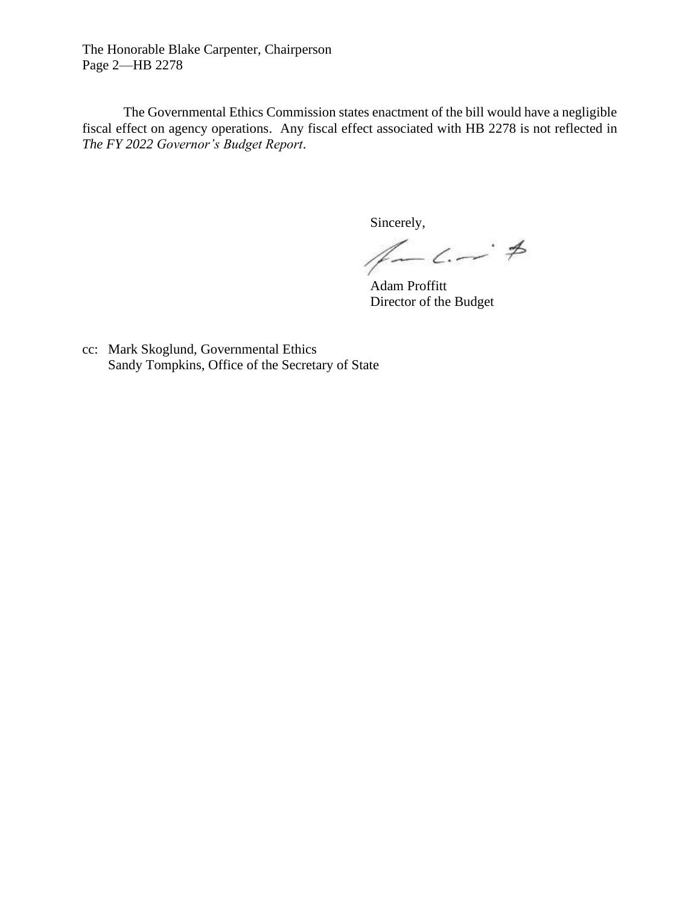The Governmental Ethics Commission states enactment of the bill would have a negligible fiscal effect on agency operations. Any fiscal effect associated with HB 2278 is not reflected in *The FY 2022 Governor's Budget Report*.

Sincerely,

Adam Proffitt
Director of the Budget

cc: Mark Skoglund, Governmental Ethics
Sandy Tompkins, Office of the Secretary of State